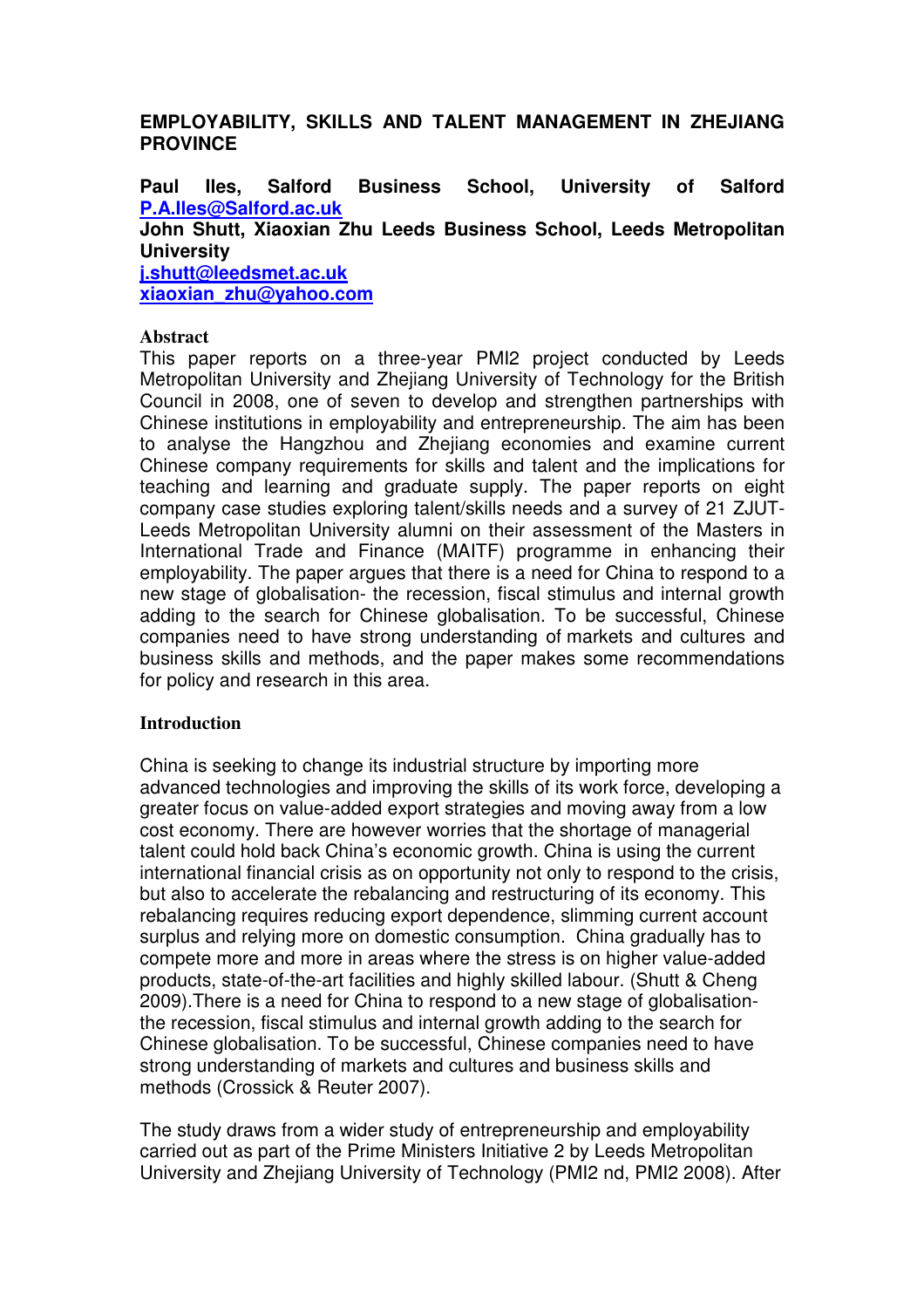# EMPLOYABILITY, SKILLS AND TALENT MANAGEMENT IN ZHEJIANG PROVINCE

**Paul Iles, Salford Business School, University of Salford**
**P.A.Iles@Salford.ac.uk**
**John Shutt, Xiaoxian Zhu Leeds Business School, Leeds Metropolitan University**
**j.shutt@leedsmet.ac.uk**
**xiaoxian_zhu@yahoo.com**

## Abstract

This paper reports on a three-year PMI2 project conducted by Leeds Metropolitan University and Zhejiang University of Technology for the British Council in 2008, one of seven to develop and strengthen partnerships with Chinese institutions in employability and entrepreneurship. The aim has been to analyse the Hangzhou and Zhejiang economies and examine current Chinese company requirements for skills and talent and the implications for teaching and learning and graduate supply. The paper reports on eight company case studies exploring talent/skills needs and a survey of 21 ZJUT-Leeds Metropolitan University alumni on their assessment of the Masters in International Trade and Finance (MAITF) programme in enhancing their employability. The paper argues that there is a need for China to respond to a new stage of globalisation- the recession, fiscal stimulus and internal growth adding to the search for Chinese globalisation. To be successful, Chinese companies need to have strong understanding of markets and cultures and business skills and methods, and the paper makes some recommendations for policy and research in this area.

## Introduction

China is seeking to change its industrial structure by importing more advanced technologies and improving the skills of its work force, developing a greater focus on value-added export strategies and moving away from a low cost economy. There are however worries that the shortage of managerial talent could hold back China's economic growth. China is using the current international financial crisis as on opportunity not only to respond to the crisis, but also to accelerate the rebalancing and restructuring of its economy. This rebalancing requires reducing export dependence, slimming current account surplus and relying more on domestic consumption. China gradually has to compete more and more in areas where the stress is on higher value-added products, state-of-the-art facilities and highly skilled labour. (Shutt & Cheng 2009).There is a need for China to respond to a new stage of globalisation- the recession, fiscal stimulus and internal growth adding to the search for Chinese globalisation. To be successful, Chinese companies need to have strong understanding of markets and cultures and business skills and methods (Crossick & Reuter 2007).

The study draws from a wider study of entrepreneurship and employability carried out as part of the Prime Ministers Initiative 2 by Leeds Metropolitan University and Zhejiang University of Technology (PMI2 nd, PMI2 2008). After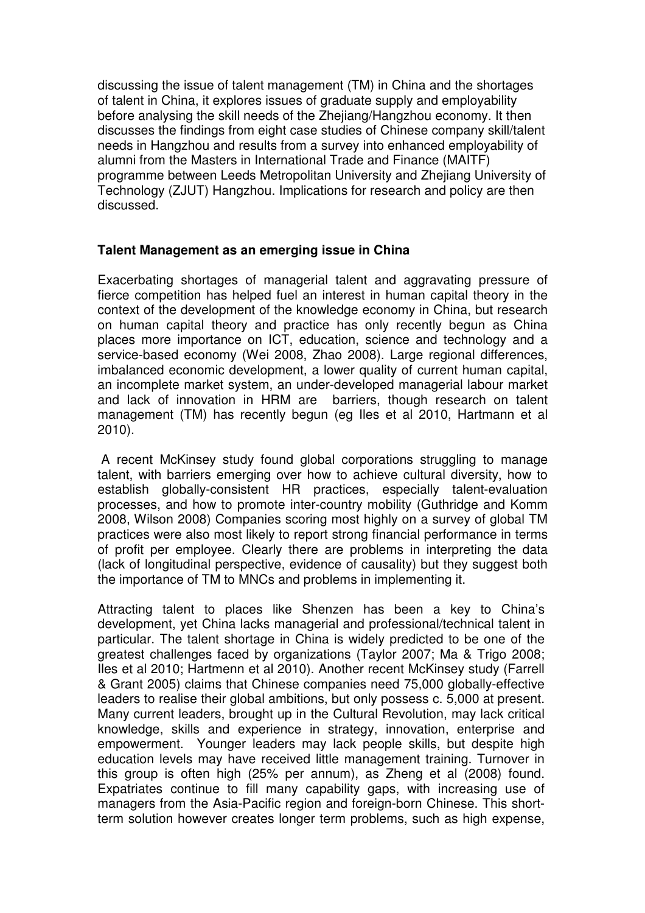discussing the issue of talent management (TM) in China and the shortages of talent in China, it explores issues of graduate supply and employability before analysing the skill needs of the Zhejiang/Hangzhou economy. It then discusses the findings from eight case studies of Chinese company skill/talent needs in Hangzhou and results from a survey into enhanced employability of alumni from the Masters in International Trade and Finance (MAITF) programme between Leeds Metropolitan University and Zhejiang University of Technology (ZJUT) Hangzhou. Implications for research and policy are then discussed.

**Talent Management as an emerging issue in China**

Exacerbating shortages of managerial talent and aggravating pressure of fierce competition has helped fuel an interest in human capital theory in the context of the development of the knowledge economy in China, but research on human capital theory and practice has only recently begun as China places more importance on ICT, education, science and technology and a service-based economy (Wei 2008, Zhao 2008). Large regional differences, imbalanced economic development, a lower quality of current human capital, an incomplete market system, an under-developed managerial labour market and lack of innovation in HRM are barriers, though research on talent management (TM) has recently begun (eg Iles et al 2010, Hartmann et al 2010).

A recent McKinsey study found global corporations struggling to manage talent, with barriers emerging over how to achieve cultural diversity, how to establish globally-consistent HR practices, especially talent-evaluation processes, and how to promote inter-country mobility (Guthridge and Komm 2008, Wilson 2008) Companies scoring most highly on a survey of global TM practices were also most likely to report strong financial performance in terms of profit per employee. Clearly there are problems in interpreting the data (lack of longitudinal perspective, evidence of causality) but they suggest both the importance of TM to MNCs and problems in implementing it.

Attracting talent to places like Shenzen has been a key to China's development, yet China lacks managerial and professional/technical talent in particular. The talent shortage in China is widely predicted to be one of the greatest challenges faced by organizations (Taylor 2007; Ma & Trigo 2008; Iles et al 2010; Hartmenn et al 2010). Another recent McKinsey study (Farrell & Grant 2005) claims that Chinese companies need 75,000 globally-effective leaders to realise their global ambitions, but only possess c. 5,000 at present. Many current leaders, brought up in the Cultural Revolution, may lack critical knowledge, skills and experience in strategy, innovation, enterprise and empowerment. Younger leaders may lack people skills, but despite high education levels may have received little management training. Turnover in this group is often high (25% per annum), as Zheng et al (2008) found. Expatriates continue to fill many capability gaps, with increasing use of managers from the Asia-Pacific region and foreign-born Chinese. This short-term solution however creates longer term problems, such as high expense,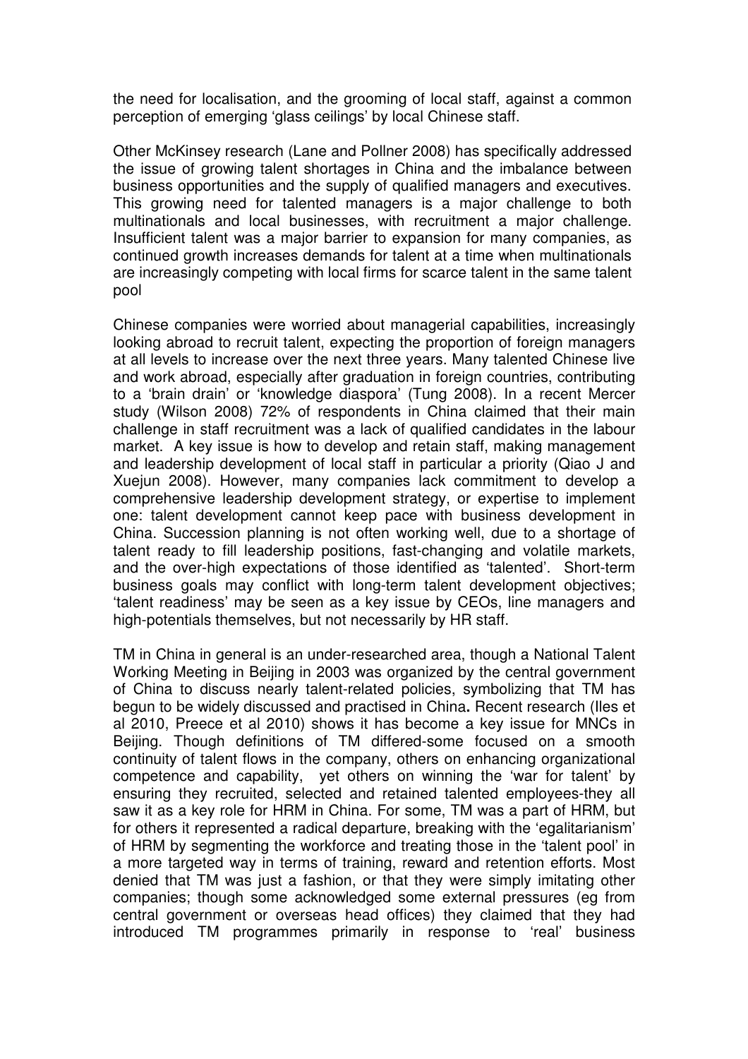the need for localisation, and the grooming of local staff, against a common perception of emerging 'glass ceilings' by local Chinese staff.

Other McKinsey research (Lane and Pollner 2008) has specifically addressed the issue of growing talent shortages in China and the imbalance between business opportunities and the supply of qualified managers and executives. This growing need for talented managers is a major challenge to both multinationals and local businesses, with recruitment a major challenge. Insufficient talent was a major barrier to expansion for many companies, as continued growth increases demands for talent at a time when multinationals are increasingly competing with local firms for scarce talent in the same talent pool

Chinese companies were worried about managerial capabilities, increasingly looking abroad to recruit talent, expecting the proportion of foreign managers at all levels to increase over the next three years. Many talented Chinese live and work abroad, especially after graduation in foreign countries, contributing to a 'brain drain' or 'knowledge diaspora' (Tung 2008). In a recent Mercer study (Wilson 2008) 72% of respondents in China claimed that their main challenge in staff recruitment was a lack of qualified candidates in the labour market. A key issue is how to develop and retain staff, making management and leadership development of local staff in particular a priority (Qiao J and Xuejun 2008). However, many companies lack commitment to develop a comprehensive leadership development strategy, or expertise to implement one: talent development cannot keep pace with business development in China. Succession planning is not often working well, due to a shortage of talent ready to fill leadership positions, fast-changing and volatile markets, and the over-high expectations of those identified as 'talented'. Short-term business goals may conflict with long-term talent development objectives; 'talent readiness' may be seen as a key issue by CEOs, line managers and high-potentials themselves, but not necessarily by HR staff.

TM in China in general is an under-researched area, though a National Talent Working Meeting in Beijing in 2003 was organized by the central government of China to discuss nearly talent-related policies, symbolizing that TM has begun to be widely discussed and practised in China**.** Recent research (Iles et al 2010, Preece et al 2010) shows it has become a key issue for MNCs in Beijing. Though definitions of TM differed-some focused on a smooth continuity of talent flows in the company, others on enhancing organizational competence and capability, yet others on winning the 'war for talent' by ensuring they recruited, selected and retained talented employees-they all saw it as a key role for HRM in China. For some, TM was a part of HRM, but for others it represented a radical departure, breaking with the 'egalitarianism' of HRM by segmenting the workforce and treating those in the 'talent pool' in a more targeted way in terms of training, reward and retention efforts. Most denied that TM was just a fashion, or that they were simply imitating other companies; though some acknowledged some external pressures (eg from central government or overseas head offices) they claimed that they had introduced TM programmes primarily in response to 'real' business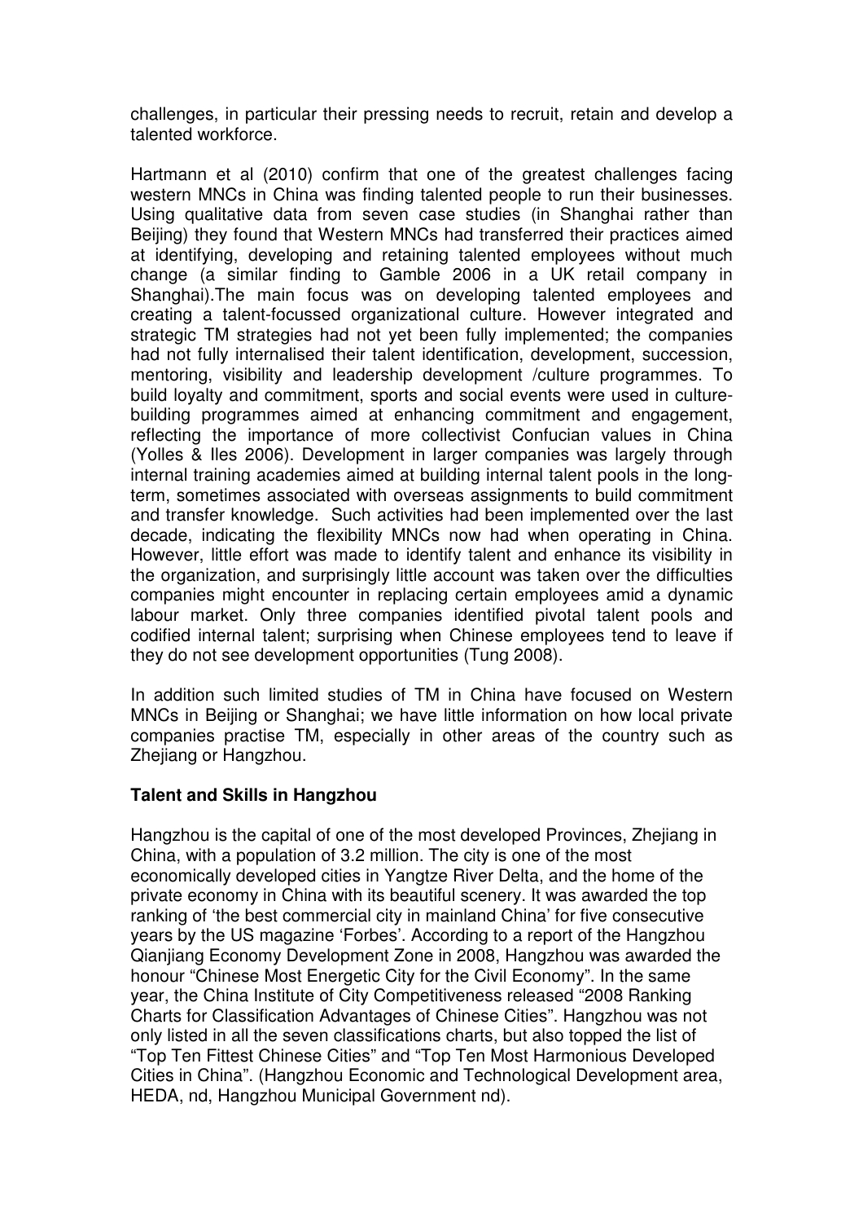challenges, in particular their pressing needs to recruit, retain and develop a talented workforce.

Hartmann et al (2010) confirm that one of the greatest challenges facing western MNCs in China was finding talented people to run their businesses. Using qualitative data from seven case studies (in Shanghai rather than Beijing) they found that Western MNCs had transferred their practices aimed at identifying, developing and retaining talented employees without much change (a similar finding to Gamble 2006 in a UK retail company in Shanghai).The main focus was on developing talented employees and creating a talent-focussed organizational culture. However integrated and strategic TM strategies had not yet been fully implemented; the companies had not fully internalised their talent identification, development, succession, mentoring, visibility and leadership development /culture programmes. To build loyalty and commitment, sports and social events were used in culture-building programmes aimed at enhancing commitment and engagement, reflecting the importance of more collectivist Confucian values in China (Yolles & Iles 2006). Development in larger companies was largely through internal training academies aimed at building internal talent pools in the long-term, sometimes associated with overseas assignments to build commitment and transfer knowledge. Such activities had been implemented over the last decade, indicating the flexibility MNCs now had when operating in China. However, little effort was made to identify talent and enhance its visibility in the organization, and surprisingly little account was taken over the difficulties companies might encounter in replacing certain employees amid a dynamic labour market. Only three companies identified pivotal talent pools and codified internal talent; surprising when Chinese employees tend to leave if they do not see development opportunities (Tung 2008).

In addition such limited studies of TM in China have focused on Western MNCs in Beijing or Shanghai; we have little information on how local private companies practise TM, especially in other areas of the country such as Zhejiang or Hangzhou.

**Talent and Skills in Hangzhou**

Hangzhou is the capital of one of the most developed Provinces, Zhejiang in China, with a population of 3.2 million. The city is one of the most economically developed cities in Yangtze River Delta, and the home of the private economy in China with its beautiful scenery. It was awarded the top ranking of 'the best commercial city in mainland China' for five consecutive years by the US magazine 'Forbes'. According to a report of the Hangzhou Qianjiang Economy Development Zone in 2008, Hangzhou was awarded the honour "Chinese Most Energetic City for the Civil Economy". In the same year, the China Institute of City Competitiveness released "2008 Ranking Charts for Classification Advantages of Chinese Cities". Hangzhou was not only listed in all the seven classifications charts, but also topped the list of "Top Ten Fittest Chinese Cities" and "Top Ten Most Harmonious Developed Cities in China". (Hangzhou Economic and Technological Development area, HEDA, nd, Hangzhou Municipal Government nd).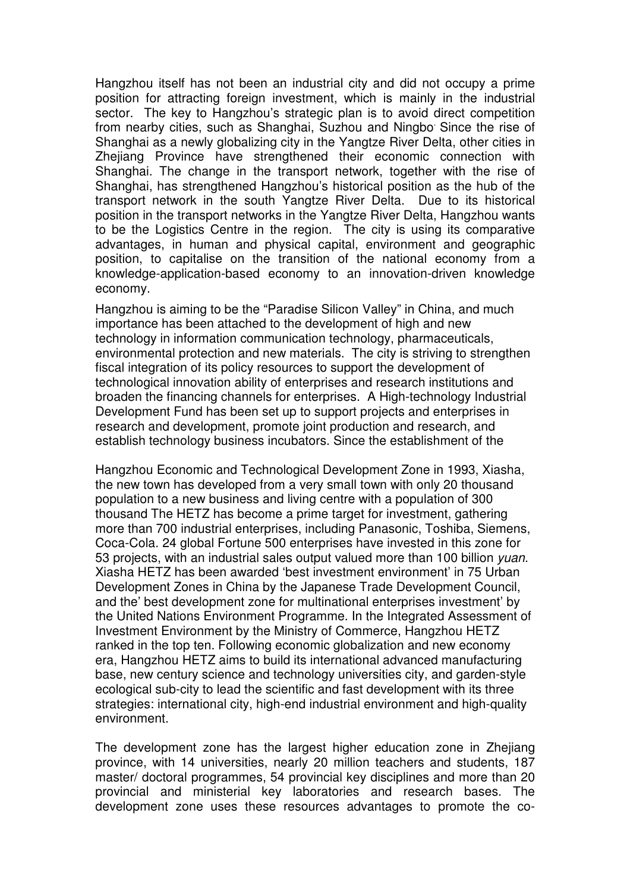Hangzhou itself has not been an industrial city and did not occupy a prime position for attracting foreign investment, which is mainly in the industrial sector. The key to Hangzhou's strategic plan is to avoid direct competition from nearby cities, such as Shanghai, Suzhou and Ningbo. Since the rise of Shanghai as a newly globalizing city in the Yangtze River Delta, other cities in Zhejiang Province have strengthened their economic connection with Shanghai. The change in the transport network, together with the rise of Shanghai, has strengthened Hangzhou's historical position as the hub of the transport network in the south Yangtze River Delta. Due to its historical position in the transport networks in the Yangtze River Delta, Hangzhou wants to be the Logistics Centre in the region. The city is using its comparative advantages, in human and physical capital, environment and geographic position, to capitalise on the transition of the national economy from a knowledge-application-based economy to an innovation-driven knowledge economy.

Hangzhou is aiming to be the "Paradise Silicon Valley" in China, and much importance has been attached to the development of high and new technology in information communication technology, pharmaceuticals, environmental protection and new materials. The city is striving to strengthen fiscal integration of its policy resources to support the development of technological innovation ability of enterprises and research institutions and broaden the financing channels for enterprises. A High-technology Industrial Development Fund has been set up to support projects and enterprises in research and development, promote joint production and research, and establish technology business incubators. Since the establishment of the

Hangzhou Economic and Technological Development Zone in 1993, Xiasha, the new town has developed from a very small town with only 20 thousand population to a new business and living centre with a population of 300 thousand The HETZ has become a prime target for investment, gathering more than 700 industrial enterprises, including Panasonic, Toshiba, Siemens, Coca-Cola. 24 global Fortune 500 enterprises have invested in this zone for 53 projects, with an industrial sales output valued more than 100 billion *yuan*. Xiasha HETZ has been awarded 'best investment environment' in 75 Urban Development Zones in China by the Japanese Trade Development Council, and the' best development zone for multinational enterprises investment' by the United Nations Environment Programme. In the Integrated Assessment of Investment Environment by the Ministry of Commerce, Hangzhou HETZ ranked in the top ten. Following economic globalization and new economy era, Hangzhou HETZ aims to build its international advanced manufacturing base, new century science and technology universities city, and garden-style ecological sub-city to lead the scientific and fast development with its three strategies: international city, high-end industrial environment and high-quality environment.

The development zone has the largest higher education zone in Zhejiang province, with 14 universities, nearly 20 million teachers and students, 187 master/ doctoral programmes, 54 provincial key disciplines and more than 20 provincial and ministerial key laboratories and research bases. The development zone uses these resources advantages to promote the co-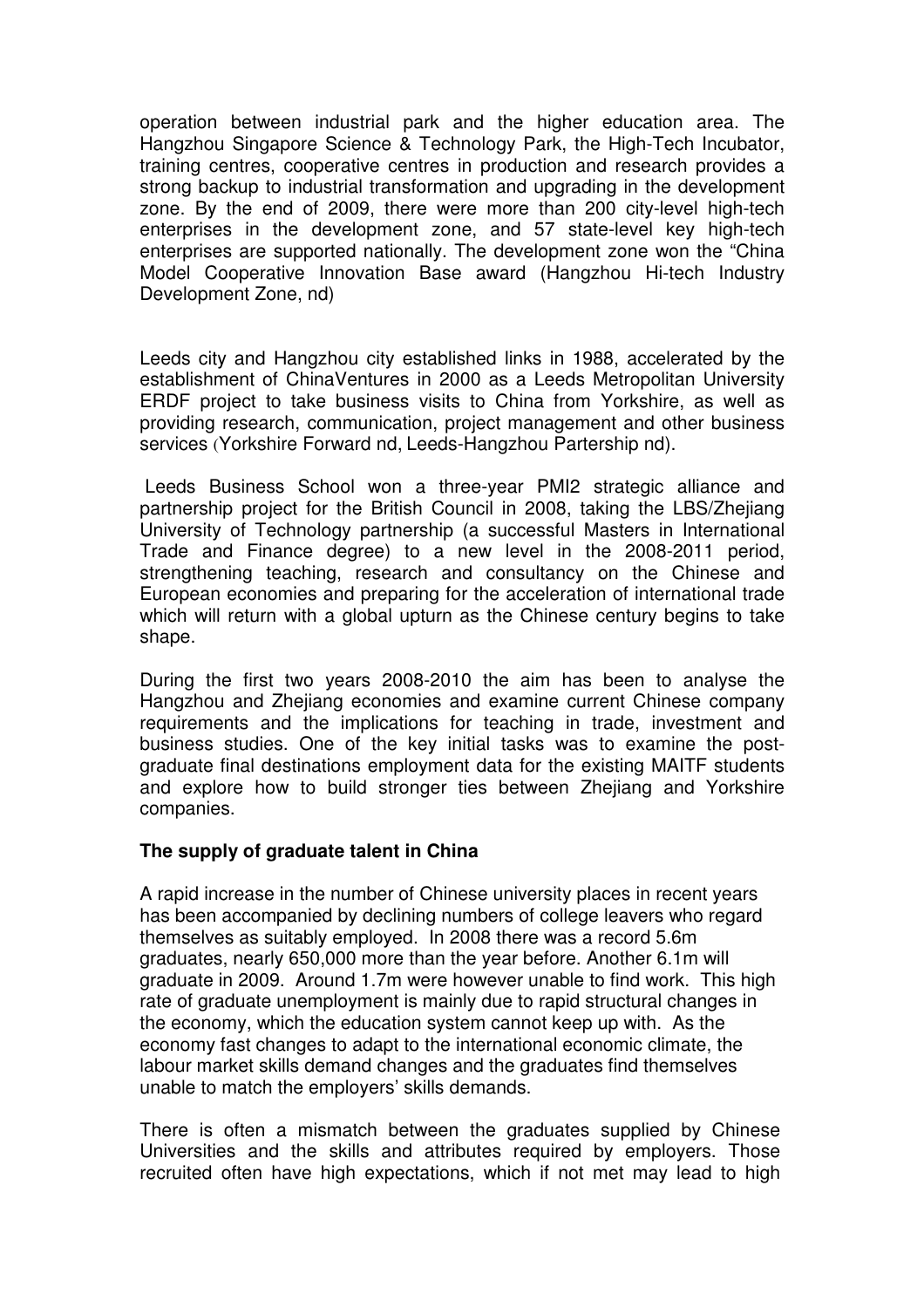operation between industrial park and the higher education area. The Hangzhou Singapore Science & Technology Park, the High-Tech Incubator, training centres, cooperative centres in production and research provides a strong backup to industrial transformation and upgrading in the development zone. By the end of 2009, there were more than 200 city-level high-tech enterprises in the development zone, and 57 state-level key high-tech enterprises are supported nationally. The development zone won the "China Model Cooperative Innovation Base award (Hangzhou Hi-tech Industry Development Zone, nd)

Leeds city and Hangzhou city established links in 1988, accelerated by the establishment of ChinaVentures in 2000 as a Leeds Metropolitan University ERDF project to take business visits to China from Yorkshire, as well as providing research, communication, project management and other business services (Yorkshire Forward nd, Leeds-Hangzhou Partership nd).

Leeds Business School won a three-year PMI2 strategic alliance and partnership project for the British Council in 2008, taking the LBS/Zhejiang University of Technology partnership (a successful Masters in International Trade and Finance degree) to a new level in the 2008-2011 period, strengthening teaching, research and consultancy on the Chinese and European economies and preparing for the acceleration of international trade which will return with a global upturn as the Chinese century begins to take shape.

During the first two years 2008-2010 the aim has been to analyse the Hangzhou and Zhejiang economies and examine current Chinese company requirements and the implications for teaching in trade, investment and business studies. One of the key initial tasks was to examine the post-graduate final destinations employment data for the existing MAITF students and explore how to build stronger ties between Zhejiang and Yorkshire companies.

**The supply of graduate talent in China**

A rapid increase in the number of Chinese university places in recent years has been accompanied by declining numbers of college leavers who regard themselves as suitably employed. In 2008 there was a record 5.6m graduates, nearly 650,000 more than the year before. Another 6.1m will graduate in 2009. Around 1.7m were however unable to find work. This high rate of graduate unemployment is mainly due to rapid structural changes in the economy, which the education system cannot keep up with. As the economy fast changes to adapt to the international economic climate, the labour market skills demand changes and the graduates find themselves unable to match the employers' skills demands.

There is often a mismatch between the graduates supplied by Chinese Universities and the skills and attributes required by employers. Those recruited often have high expectations, which if not met may lead to high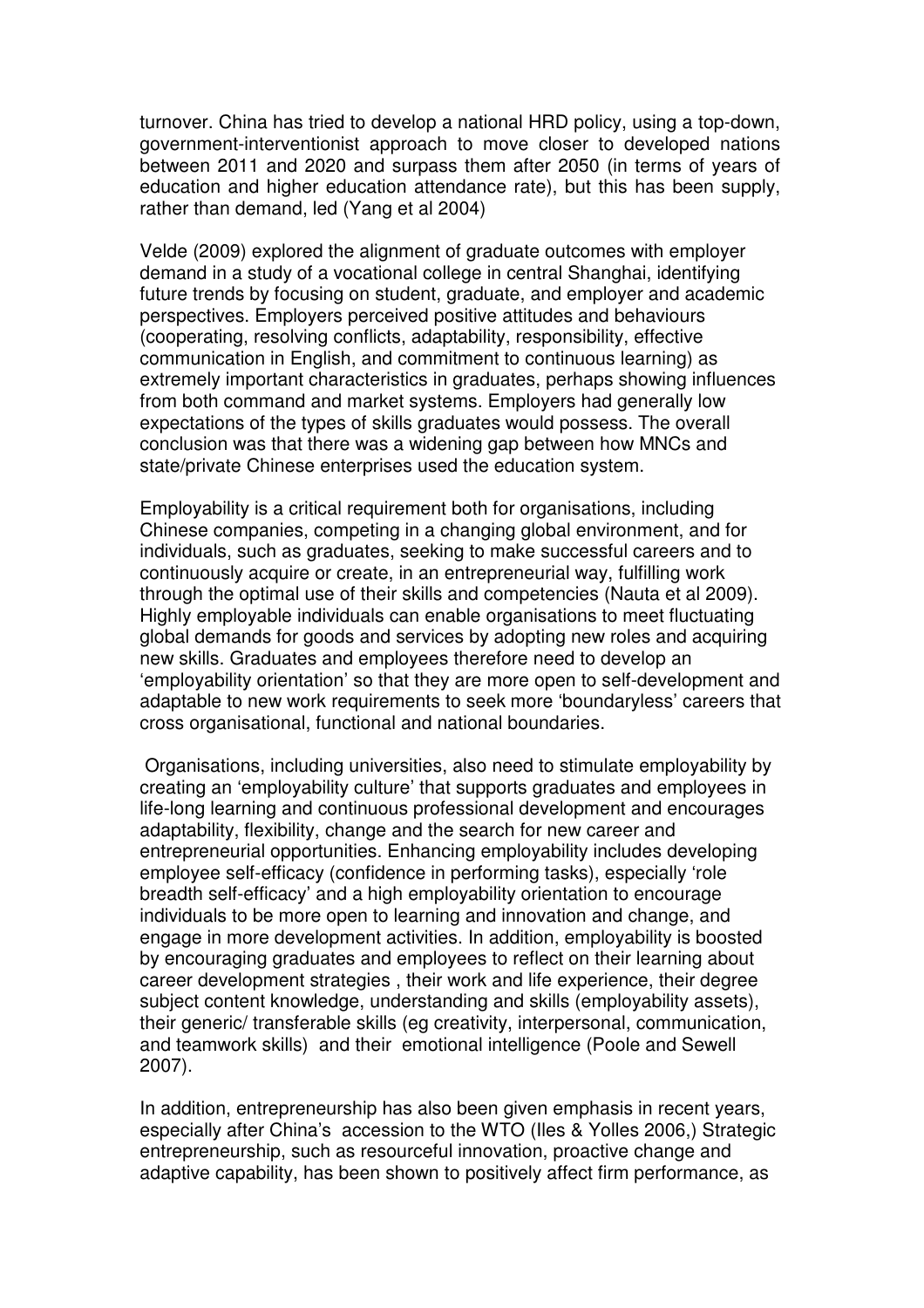turnover. China has tried to develop a national HRD policy, using a top-down, government-interventionist approach to move closer to developed nations between 2011 and 2020 and surpass them after 2050 (in terms of years of education and higher education attendance rate), but this has been supply, rather than demand, led (Yang et al 2004)

Velde (2009) explored the alignment of graduate outcomes with employer demand in a study of a vocational college in central Shanghai, identifying future trends by focusing on student, graduate, and employer and academic perspectives. Employers perceived positive attitudes and behaviours (cooperating, resolving conflicts, adaptability, responsibility, effective communication in English, and commitment to continuous learning) as extremely important characteristics in graduates, perhaps showing influences from both command and market systems. Employers had generally low expectations of the types of skills graduates would possess. The overall conclusion was that there was a widening gap between how MNCs and state/private Chinese enterprises used the education system.

Employability is a critical requirement both for organisations, including Chinese companies, competing in a changing global environment, and for individuals, such as graduates, seeking to make successful careers and to continuously acquire or create, in an entrepreneurial way, fulfilling work through the optimal use of their skills and competencies (Nauta et al 2009). Highly employable individuals can enable organisations to meet fluctuating global demands for goods and services by adopting new roles and acquiring new skills. Graduates and employees therefore need to develop an 'employability orientation' so that they are more open to self-development and adaptable to new work requirements to seek more 'boundaryless' careers that cross organisational, functional and national boundaries.

Organisations, including universities, also need to stimulate employability by creating an 'employability culture' that supports graduates and employees in life-long learning and continuous professional development and encourages adaptability, flexibility, change and the search for new career and entrepreneurial opportunities. Enhancing employability includes developing employee self-efficacy (confidence in performing tasks), especially 'role breadth self-efficacy' and a high employability orientation to encourage individuals to be more open to learning and innovation and change, and engage in more development activities. In addition, employability is boosted by encouraging graduates and employees to reflect on their learning about career development strategies , their work and life experience, their degree subject content knowledge, understanding and skills (employability assets), their generic/ transferable skills (eg creativity, interpersonal, communication, and teamwork skills) and their emotional intelligence (Poole and Sewell 2007).

In addition, entrepreneurship has also been given emphasis in recent years, especially after China's accession to the WTO (Iles & Yolles 2006,) Strategic entrepreneurship, such as resourceful innovation, proactive change and adaptive capability, has been shown to positively affect firm performance, as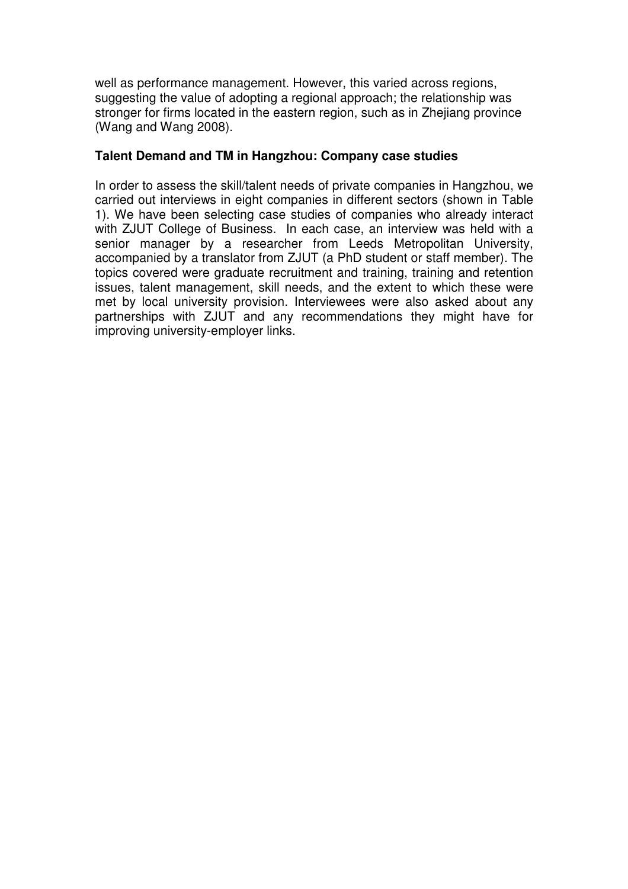well as performance management. However, this varied across regions, suggesting the value of adopting a regional approach; the relationship was stronger for firms located in the eastern region, such as in Zhejiang province (Wang and Wang 2008).

**Talent Demand and TM in Hangzhou: Company case studies**

In order to assess the skill/talent needs of private companies in Hangzhou, we carried out interviews in eight companies in different sectors (shown in Table 1). We have been selecting case studies of companies who already interact with ZJUT College of Business. In each case, an interview was held with a senior manager by a researcher from Leeds Metropolitan University, accompanied by a translator from ZJUT (a PhD student or staff member). The topics covered were graduate recruitment and training, training and retention issues, talent management, skill needs, and the extent to which these were met by local university provision. Interviewees were also asked about any partnerships with ZJUT and any recommendations they might have for improving university-employer links.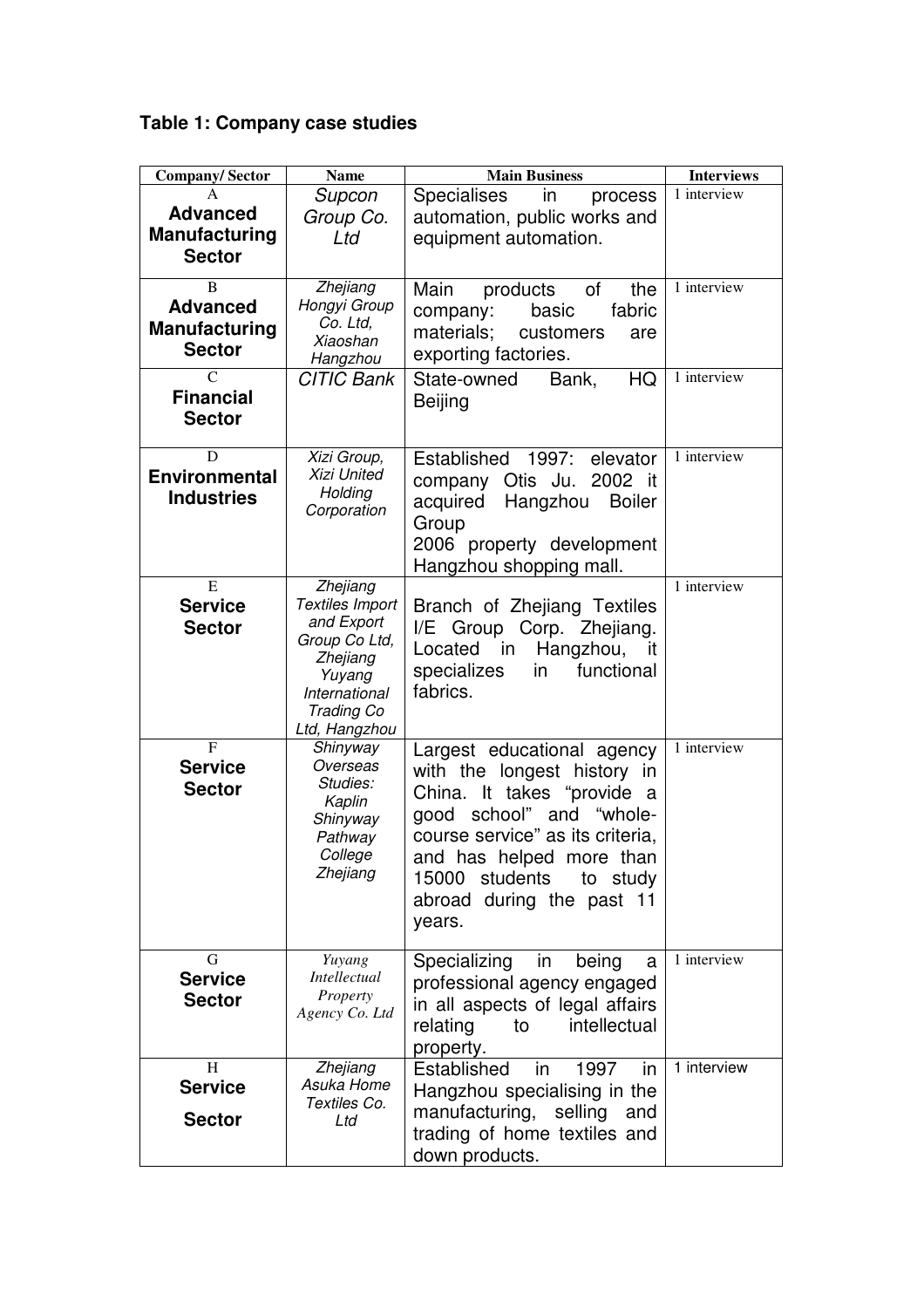**Table 1: Company case studies**

| Company/ Sector | Name | Main Business | Interviews |
|---|---|---|---|
| A **Advanced Manufacturing Sector** | *Supcon Group Co. Ltd* | Specialises in process automation, public works and equipment automation. | 1 interview |
| B **Advanced Manufacturing Sector** | *Zhejiang Hongyi Group Co. Ltd, Xiaoshan Hangzhou* | Main products of the company: basic fabric materials; customers are exporting factories. | 1 interview |
| C **Financial Sector** | *CITIC Bank* | State-owned Bank, HQ Beijing | 1 interview |
| D **Environmental Industries** | *Xizi Group, Xizi United Holding Corporation* | Established 1997: elevator company Otis Ju. 2002 it acquired Hangzhou Boiler Group 2006 property development Hangzhou shopping mall. | 1 interview |
| E **Service Sector** | *Zhejiang Textiles Import and Export Group Co Ltd, Zhejiang Yuyang International Trading Co Ltd, Hangzhou* | Branch of Zhejiang Textiles I/E Group Corp. Zhejiang. Located in Hangzhou, it specializes in functional fabrics. | 1 interview |
| F **Service Sector** | *Shinyway Overseas Studies: Kaplin Shinyway Pathway College Zhejiang* | Largest educational agency with the longest history in China. It takes "provide a good school" and "whole-course service" as its criteria, and has helped more than 15000 students to study abroad during the past 11 years. | 1 interview |
| G **Service Sector** | *Yuyang Intellectual Property Agency Co. Ltd* | Specializing in being a professional agency engaged in all aspects of legal affairs relating to intellectual property. | 1 interview |
| H **Service Sector** | *Zhejiang Asuka Home Textiles Co. Ltd* | Established in 1997 in Hangzhou specialising in the manufacturing, selling and trading of home textiles and down products. | 1 interview |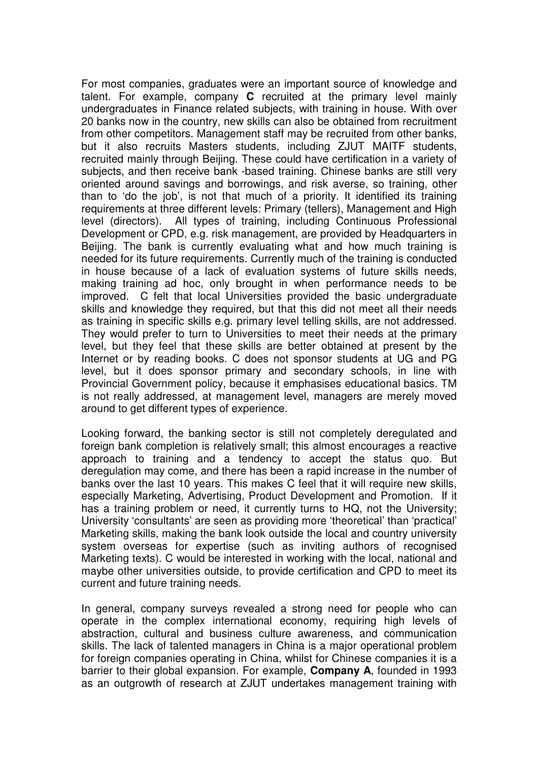For most companies, graduates were an important source of knowledge and talent. For example, company **C** recruited at the primary level mainly undergraduates in Finance related subjects, with training in house. With over 20 banks now in the country, new skills can also be obtained from recruitment from other competitors. Management staff may be recruited from other banks, but it also recruits Masters students, including ZJUT MAITF students, recruited mainly through Beijing. These could have certification in a variety of subjects, and then receive bank -based training. Chinese banks are still very oriented around savings and borrowings, and risk averse, so training, other than to 'do the job', is not that much of a priority. It identified its training requirements at three different levels: Primary (tellers), Management and High level (directors). All types of training, including Continuous Professional Development or CPD, e.g. risk management, are provided by Headquarters in Beijing. The bank is currently evaluating what and how much training is needed for its future requirements. Currently much of the training is conducted in house because of a lack of evaluation systems of future skills needs, making training ad hoc, only brought in when performance needs to be improved. C felt that local Universities provided the basic undergraduate skills and knowledge they required, but that this did not meet all their needs as training in specific skills e.g. primary level telling skills, are not addressed. They would prefer to turn to Universities to meet their needs at the primary level, but they feel that these skills are better obtained at present by the Internet or by reading books. C does not sponsor students at UG and PG level, but it does sponsor primary and secondary schools, in line with Provincial Government policy, because it emphasises educational basics. TM is not really addressed, at management level, managers are merely moved around to get different types of experience.

Looking forward, the banking sector is still not completely deregulated and foreign bank completion is relatively small; this almost encourages a reactive approach to training and a tendency to accept the status quo. But deregulation may come, and there has been a rapid increase in the number of banks over the last 10 years. This makes C feel that it will require new skills, especially Marketing, Advertising, Product Development and Promotion. If it has a training problem or need, it currently turns to HQ, not the University; University 'consultants' are seen as providing more 'theoretical' than 'practical' Marketing skills, making the bank look outside the local and country university system overseas for expertise (such as inviting authors of recognised Marketing texts). C would be interested in working with the local, national and maybe other universities outside, to provide certification and CPD to meet its current and future training needs.

In general, company surveys revealed a strong need for people who can operate in the complex international economy, requiring high levels of abstraction, cultural and business culture awareness, and communication skills. The lack of talented managers in China is a major operational problem for foreign companies operating in China, whilst for Chinese companies it is a barrier to their global expansion. For example, **Company A**, founded in 1993 as an outgrowth of research at ZJUT undertakes management training with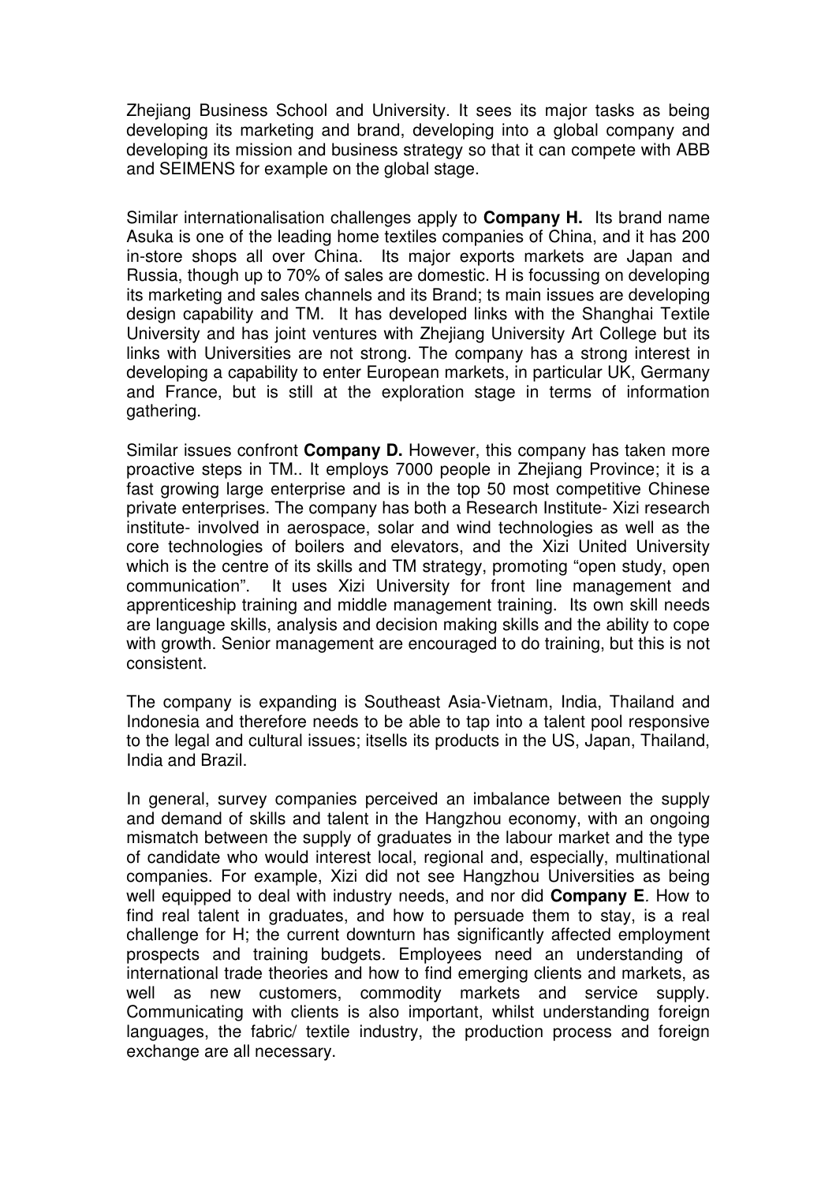Zhejiang Business School and University. It sees its major tasks as being developing its marketing and brand, developing into a global company and developing its mission and business strategy so that it can compete with ABB and SEIMENS for example on the global stage.

Similar internationalisation challenges apply to **Company H.** Its brand name Asuka is one of the leading home textiles companies of China, and it has 200 in-store shops all over China. Its major exports markets are Japan and Russia, though up to 70% of sales are domestic. H is focussing on developing its marketing and sales channels and its Brand; ts main issues are developing design capability and TM. It has developed links with the Shanghai Textile University and has joint ventures with Zhejiang University Art College but its links with Universities are not strong. The company has a strong interest in developing a capability to enter European markets, in particular UK, Germany and France, but is still at the exploration stage in terms of information gathering.

Similar issues confront **Company D.** However, this company has taken more proactive steps in TM.. It employs 7000 people in Zhejiang Province; it is a fast growing large enterprise and is in the top 50 most competitive Chinese private enterprises. The company has both a Research Institute- Xizi research institute- involved in aerospace, solar and wind technologies as well as the core technologies of boilers and elevators, and the Xizi United University which is the centre of its skills and TM strategy, promoting "open study, open communication". It uses Xizi University for front line management and apprenticeship training and middle management training. Its own skill needs are language skills, analysis and decision making skills and the ability to cope with growth. Senior management are encouraged to do training, but this is not consistent.

The company is expanding is Southeast Asia-Vietnam, India, Thailand and Indonesia and therefore needs to be able to tap into a talent pool responsive to the legal and cultural issues; itsells its products in the US, Japan, Thailand, India and Brazil.

In general, survey companies perceived an imbalance between the supply and demand of skills and talent in the Hangzhou economy, with an ongoing mismatch between the supply of graduates in the labour market and the type of candidate who would interest local, regional and, especially, multinational companies. For example, Xizi did not see Hangzhou Universities as being well equipped to deal with industry needs, and nor did **Company E**. How to find real talent in graduates, and how to persuade them to stay, is a real challenge for H; the current downturn has significantly affected employment prospects and training budgets. Employees need an understanding of international trade theories and how to find emerging clients and markets, as well as new customers, commodity markets and service supply. Communicating with clients is also important, whilst understanding foreign languages, the fabric/ textile industry, the production process and foreign exchange are all necessary.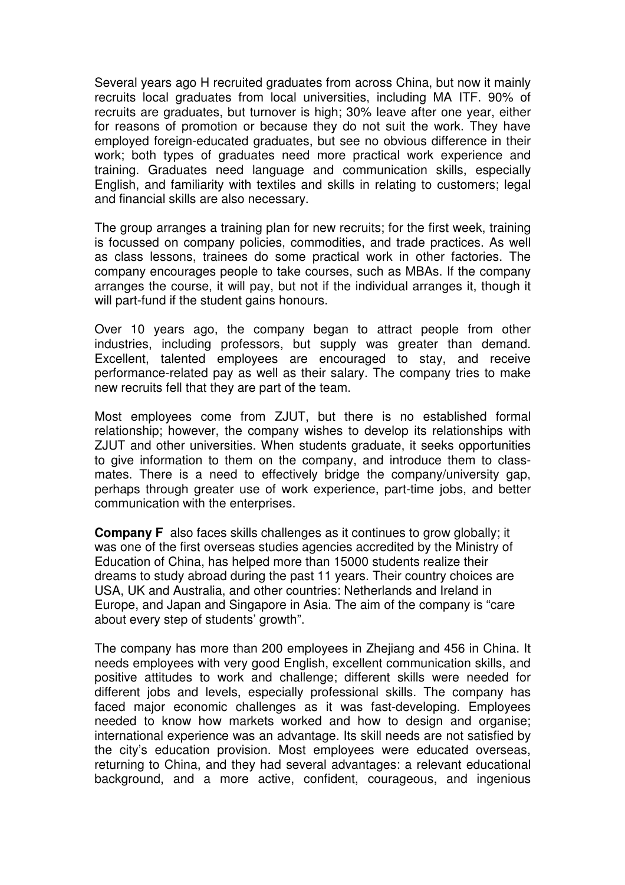Several years ago H recruited graduates from across China, but now it mainly recruits local graduates from local universities, including MA ITF. 90% of recruits are graduates, but turnover is high; 30% leave after one year, either for reasons of promotion or because they do not suit the work. They have employed foreign-educated graduates, but see no obvious difference in their work; both types of graduates need more practical work experience and training. Graduates need language and communication skills, especially English, and familiarity with textiles and skills in relating to customers; legal and financial skills are also necessary.

The group arranges a training plan for new recruits; for the first week, training is focussed on company policies, commodities, and trade practices. As well as class lessons, trainees do some practical work in other factories. The company encourages people to take courses, such as MBAs. If the company arranges the course, it will pay, but not if the individual arranges it, though it will part-fund if the student gains honours.

Over 10 years ago, the company began to attract people from other industries, including professors, but supply was greater than demand. Excellent, talented employees are encouraged to stay, and receive performance-related pay as well as their salary. The company tries to make new recruits fell that they are part of the team.

Most employees come from ZJUT, but there is no established formal relationship; however, the company wishes to develop its relationships with ZJUT and other universities. When students graduate, it seeks opportunities to give information to them on the company, and introduce them to class-mates. There is a need to effectively bridge the company/university gap, perhaps through greater use of work experience, part-time jobs, and better communication with the enterprises.

**Company F** also faces skills challenges as it continues to grow globally; it was one of the first overseas studies agencies accredited by the Ministry of Education of China, has helped more than 15000 students realize their dreams to study abroad during the past 11 years. Their country choices are USA, UK and Australia, and other countries: Netherlands and Ireland in Europe, and Japan and Singapore in Asia. The aim of the company is "care about every step of students' growth".

The company has more than 200 employees in Zhejiang and 456 in China. It needs employees with very good English, excellent communication skills, and positive attitudes to work and challenge; different skills were needed for different jobs and levels, especially professional skills. The company has faced major economic challenges as it was fast-developing. Employees needed to know how markets worked and how to design and organise; international experience was an advantage. Its skill needs are not satisfied by the city's education provision. Most employees were educated overseas, returning to China, and they had several advantages: a relevant educational background, and a more active, confident, courageous, and ingenious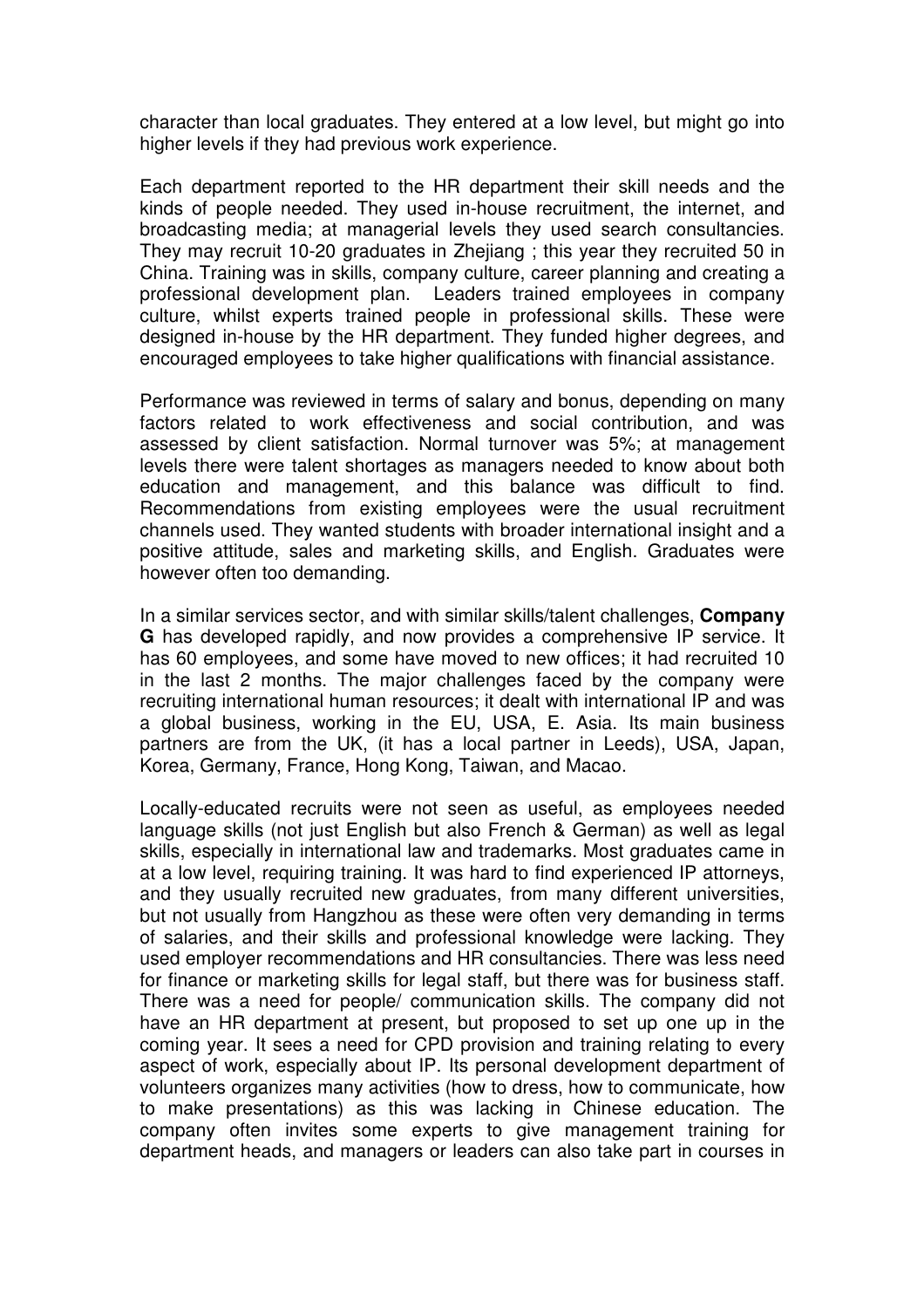character than local graduates. They entered at a low level, but might go into higher levels if they had previous work experience.

Each department reported to the HR department their skill needs and the kinds of people needed. They used in-house recruitment, the internet, and broadcasting media; at managerial levels they used search consultancies. They may recruit 10-20 graduates in Zhejiang ; this year they recruited 50 in China. Training was in skills, company culture, career planning and creating a professional development plan. Leaders trained employees in company culture, whilst experts trained people in professional skills. These were designed in-house by the HR department. They funded higher degrees, and encouraged employees to take higher qualifications with financial assistance.

Performance was reviewed in terms of salary and bonus, depending on many factors related to work effectiveness and social contribution, and was assessed by client satisfaction. Normal turnover was 5%; at management levels there were talent shortages as managers needed to know about both education and management, and this balance was difficult to find. Recommendations from existing employees were the usual recruitment channels used. They wanted students with broader international insight and a positive attitude, sales and marketing skills, and English. Graduates were however often too demanding.

In a similar services sector, and with similar skills/talent challenges, **Company G** has developed rapidly, and now provides a comprehensive IP service. It has 60 employees, and some have moved to new offices; it had recruited 10 in the last 2 months. The major challenges faced by the company were recruiting international human resources; it dealt with international IP and was a global business, working in the EU, USA, E. Asia. Its main business partners are from the UK, (it has a local partner in Leeds), USA, Japan, Korea, Germany, France, Hong Kong, Taiwan, and Macao.

Locally-educated recruits were not seen as useful, as employees needed language skills (not just English but also French & German) as well as legal skills, especially in international law and trademarks. Most graduates came in at a low level, requiring training. It was hard to find experienced IP attorneys, and they usually recruited new graduates, from many different universities, but not usually from Hangzhou as these were often very demanding in terms of salaries, and their skills and professional knowledge were lacking. They used employer recommendations and HR consultancies. There was less need for finance or marketing skills for legal staff, but there was for business staff. There was a need for people/ communication skills. The company did not have an HR department at present, but proposed to set up one up in the coming year. It sees a need for CPD provision and training relating to every aspect of work, especially about IP. Its personal development department of volunteers organizes many activities (how to dress, how to communicate, how to make presentations) as this was lacking in Chinese education. The company often invites some experts to give management training for department heads, and managers or leaders can also take part in courses in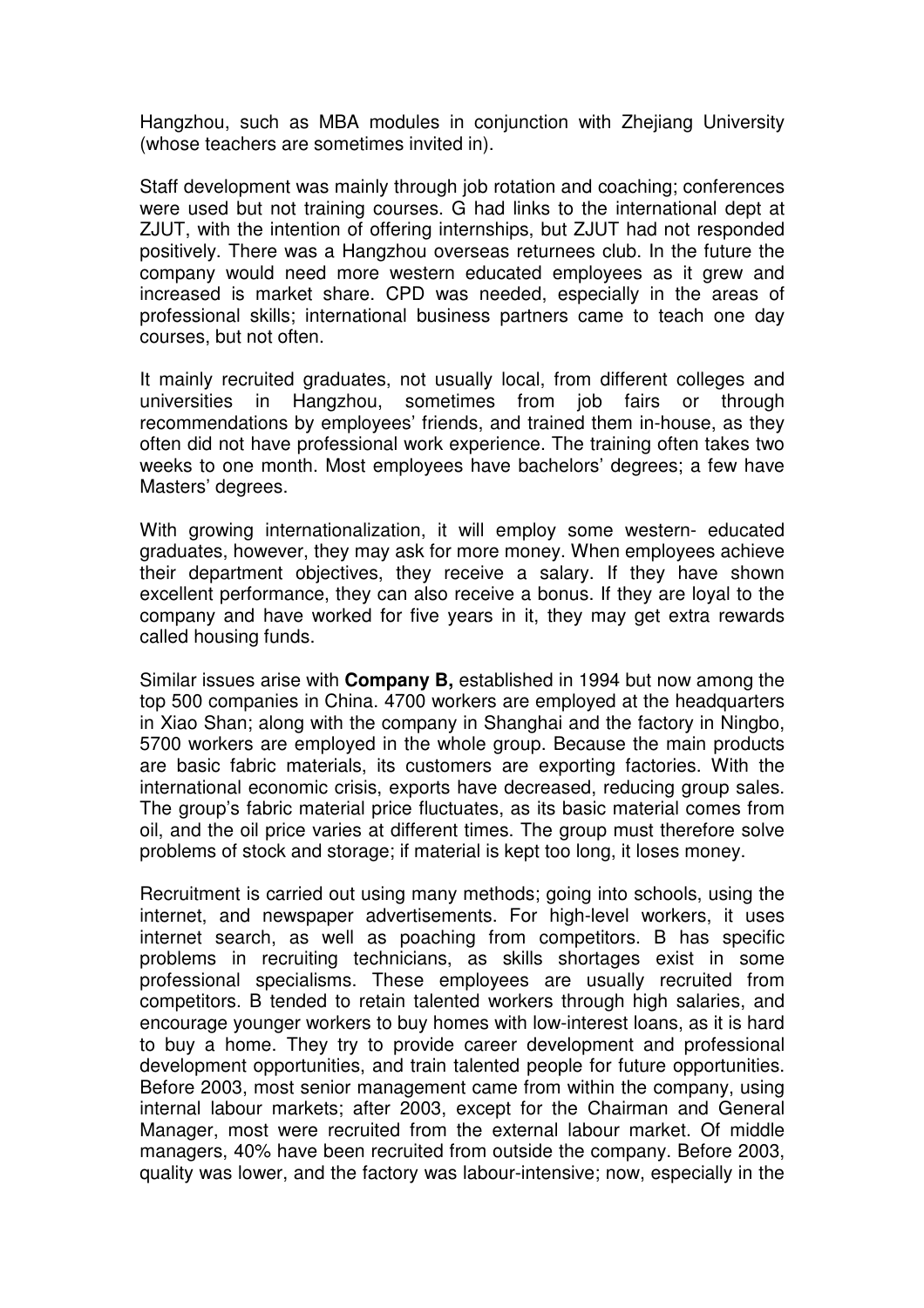Hangzhou, such as MBA modules in conjunction with Zhejiang University (whose teachers are sometimes invited in).

Staff development was mainly through job rotation and coaching; conferences were used but not training courses. G had links to the international dept at ZJUT, with the intention of offering internships, but ZJUT had not responded positively. There was a Hangzhou overseas returnees club. In the future the company would need more western educated employees as it grew and increased is market share. CPD was needed, especially in the areas of professional skills; international business partners came to teach one day courses, but not often.

It mainly recruited graduates, not usually local, from different colleges and universities in Hangzhou, sometimes from job fairs or through recommendations by employees' friends, and trained them in-house, as they often did not have professional work experience. The training often takes two weeks to one month. Most employees have bachelors' degrees; a few have Masters' degrees.

With growing internationalization, it will employ some western- educated graduates, however, they may ask for more money. When employees achieve their department objectives, they receive a salary. If they have shown excellent performance, they can also receive a bonus. If they are loyal to the company and have worked for five years in it, they may get extra rewards called housing funds.

Similar issues arise with **Company B,** established in 1994 but now among the top 500 companies in China. 4700 workers are employed at the headquarters in Xiao Shan; along with the company in Shanghai and the factory in Ningbo, 5700 workers are employed in the whole group. Because the main products are basic fabric materials, its customers are exporting factories. With the international economic crisis, exports have decreased, reducing group sales. The group's fabric material price fluctuates, as its basic material comes from oil, and the oil price varies at different times. The group must therefore solve problems of stock and storage; if material is kept too long, it loses money.

Recruitment is carried out using many methods; going into schools, using the internet, and newspaper advertisements. For high-level workers, it uses internet search, as well as poaching from competitors. B has specific problems in recruiting technicians, as skills shortages exist in some professional specialisms. These employees are usually recruited from competitors. B tended to retain talented workers through high salaries, and encourage younger workers to buy homes with low-interest loans, as it is hard to buy a home. They try to provide career development and professional development opportunities, and train talented people for future opportunities. Before 2003, most senior management came from within the company, using internal labour markets; after 2003, except for the Chairman and General Manager, most were recruited from the external labour market. Of middle managers, 40% have been recruited from outside the company. Before 2003, quality was lower, and the factory was labour-intensive; now, especially in the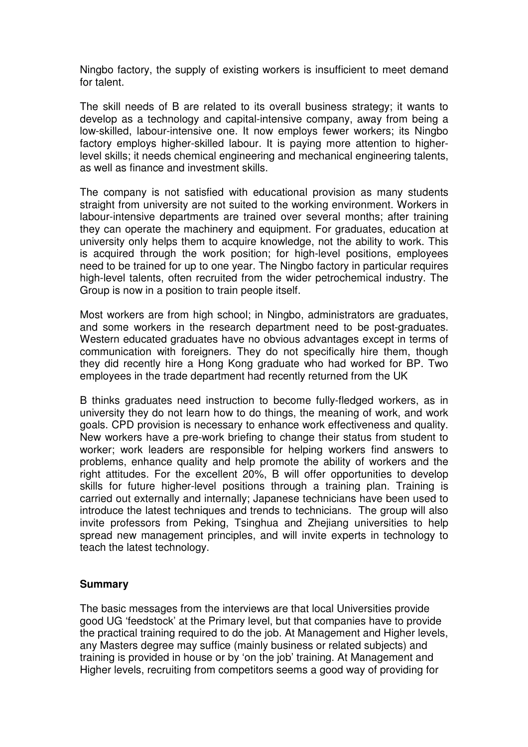Ningbo factory, the supply of existing workers is insufficient to meet demand for talent.

The skill needs of B are related to its overall business strategy; it wants to develop as a technology and capital-intensive company, away from being a low-skilled, labour-intensive one. It now employs fewer workers; its Ningbo factory employs higher-skilled labour. It is paying more attention to higher-level skills; it needs chemical engineering and mechanical engineering talents, as well as finance and investment skills.

The company is not satisfied with educational provision as many students straight from university are not suited to the working environment. Workers in labour-intensive departments are trained over several months; after training they can operate the machinery and equipment. For graduates, education at university only helps them to acquire knowledge, not the ability to work. This is acquired through the work position; for high-level positions, employees need to be trained for up to one year. The Ningbo factory in particular requires high-level talents, often recruited from the wider petrochemical industry. The Group is now in a position to train people itself.

Most workers are from high school; in Ningbo, administrators are graduates, and some workers in the research department need to be post-graduates. Western educated graduates have no obvious advantages except in terms of communication with foreigners. They do not specifically hire them, though they did recently hire a Hong Kong graduate who had worked for BP. Two employees in the trade department had recently returned from the UK

B thinks graduates need instruction to become fully-fledged workers, as in university they do not learn how to do things, the meaning of work, and work goals. CPD provision is necessary to enhance work effectiveness and quality. New workers have a pre-work briefing to change their status from student to worker; work leaders are responsible for helping workers find answers to problems, enhance quality and help promote the ability of workers and the right attitudes. For the excellent 20%, B will offer opportunities to develop skills for future higher-level positions through a training plan. Training is carried out externally and internally; Japanese technicians have been used to introduce the latest techniques and trends to technicians. The group will also invite professors from Peking, Tsinghua and Zhejiang universities to help spread new management principles, and will invite experts in technology to teach the latest technology.

**Summary**

The basic messages from the interviews are that local Universities provide good UG 'feedstock' at the Primary level, but that companies have to provide the practical training required to do the job. At Management and Higher levels, any Masters degree may suffice (mainly business or related subjects) and training is provided in house or by 'on the job' training. At Management and Higher levels, recruiting from competitors seems a good way of providing for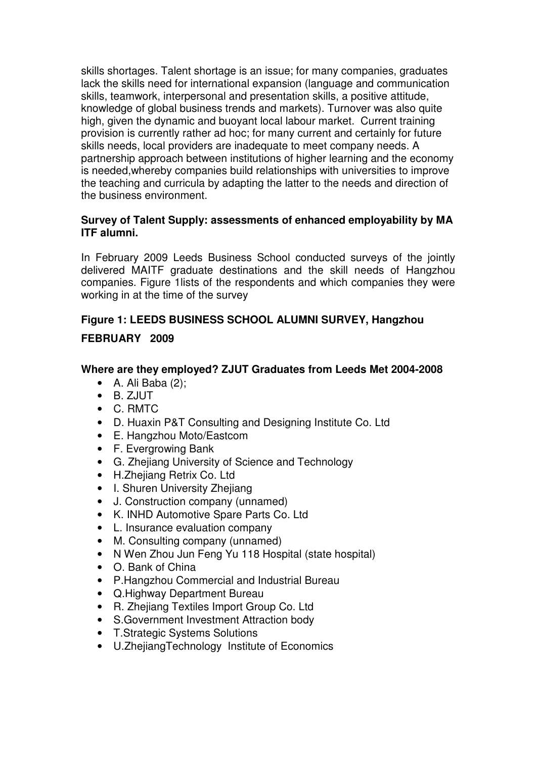skills shortages. Talent shortage is an issue; for many companies, graduates lack the skills need for international expansion (language and communication skills, teamwork, interpersonal and presentation skills, a positive attitude, knowledge of global business trends and markets). Turnover was also quite high, given the dynamic and buoyant local labour market. Current training provision is currently rather ad hoc; for many current and certainly for future skills needs, local providers are inadequate to meet company needs. A partnership approach between institutions of higher learning and the economy is needed,whereby companies build relationships with universities to improve the teaching and curricula by adapting the latter to the needs and direction of the business environment.

**Survey of Talent Supply: assessments of enhanced employability by MA ITF alumni.**

In February 2009 Leeds Business School conducted surveys of the jointly delivered MAITF graduate destinations and the skill needs of Hangzhou companies. Figure 1lists of the respondents and which companies they were working in at the time of the survey

**Figure 1: LEEDS BUSINESS SCHOOL ALUMNI SURVEY, Hangzhou**

**FEBRUARY 2009**

**Where are they employed? ZJUT Graduates from Leeds Met 2004-2008**

- A. Ali Baba (2);
- B. ZJUT
- C. RMTC
- D. Huaxin P&T Consulting and Designing Institute Co. Ltd
- E. Hangzhou Moto/Eastcom
- F. Evergrowing Bank
- G. Zhejiang University of Science and Technology
- H.Zhejiang Retrix Co. Ltd
- I. Shuren University Zhejiang
- J. Construction company (unnamed)
- K. INHD Automotive Spare Parts Co. Ltd
- L. Insurance evaluation company
- M. Consulting company (unnamed)
- N Wen Zhou Jun Feng Yu 118 Hospital (state hospital)
- O. Bank of China
- P.Hangzhou Commercial and Industrial Bureau
- Q.Highway Department Bureau
- R. Zhejiang Textiles Import Group Co. Ltd
- S.Government Investment Attraction body
- T.Strategic Systems Solutions
- U.ZhejiangTechnology Institute of Economics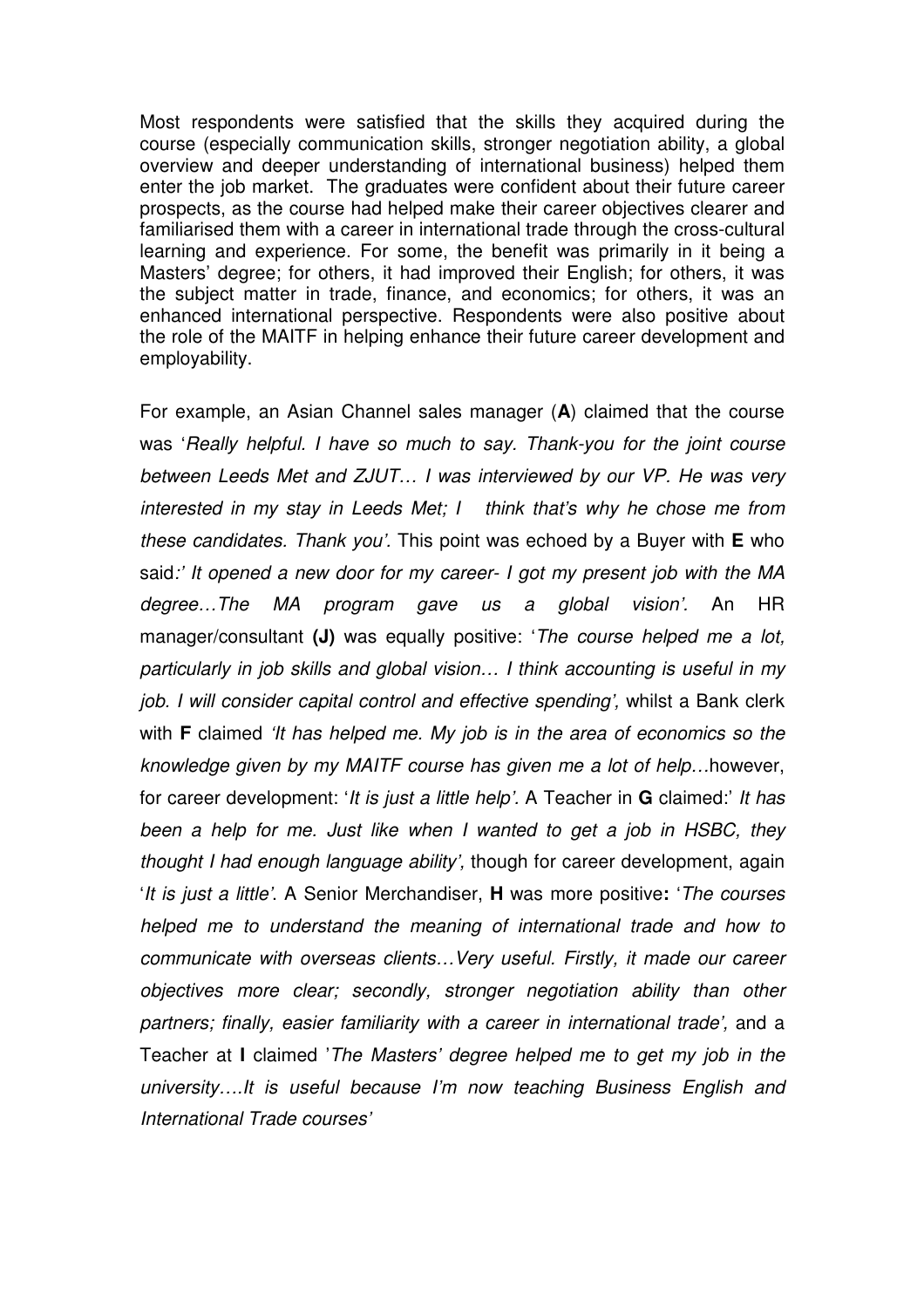Most respondents were satisfied that the skills they acquired during the course (especially communication skills, stronger negotiation ability, a global overview and deeper understanding of international business) helped them enter the job market. The graduates were confident about their future career prospects, as the course had helped make their career objectives clearer and familiarised them with a career in international trade through the cross-cultural learning and experience. For some, the benefit was primarily in it being a Masters' degree; for others, it had improved their English; for others, it was the subject matter in trade, finance, and economics; for others, it was an enhanced international perspective. Respondents were also positive about the role of the MAITF in helping enhance their future career development and employability.

For example, an Asian Channel sales manager (**A**) claimed that the course was '*Really helpful. I have so much to say. Thank-you for the joint course between Leeds Met and ZJUT… I was interviewed by our VP. He was very interested in my stay in Leeds Met; I think that's why he chose me from these candidates. Thank you'.* This point was echoed by a Buyer with **E** who said*:' It opened a new door for my career- I got my present job with the MA degree…The MA program gave us a global vision'.* An HR manager/consultant **(J)** was equally positive: '*The course helped me a lot, particularly in job skills and global vision… I think accounting is useful in my job. I will consider capital control and effective spending',* whilst a Bank clerk with **F** claimed *'It has helped me. My job is in the area of economics so the knowledge given by my MAITF course has given me a lot of help…*however, for career development: '*It is just a little help'*. A Teacher in **G** claimed:' *It has been a help for me. Just like when I wanted to get a job in HSBC, they thought I had enough language ability',* though for career development, again '*It is just a little'*. A Senior Merchandiser, **H** was more positive**:** '*The courses helped me to understand the meaning of international trade and how to communicate with overseas clients…Very useful. Firstly, it made our career objectives more clear; secondly, stronger negotiation ability than other partners; finally, easier familiarity with a career in international trade',* and a Teacher at **I** claimed '*The Masters' degree helped me to get my job in the university….It is useful because I'm now teaching Business English and International Trade courses'*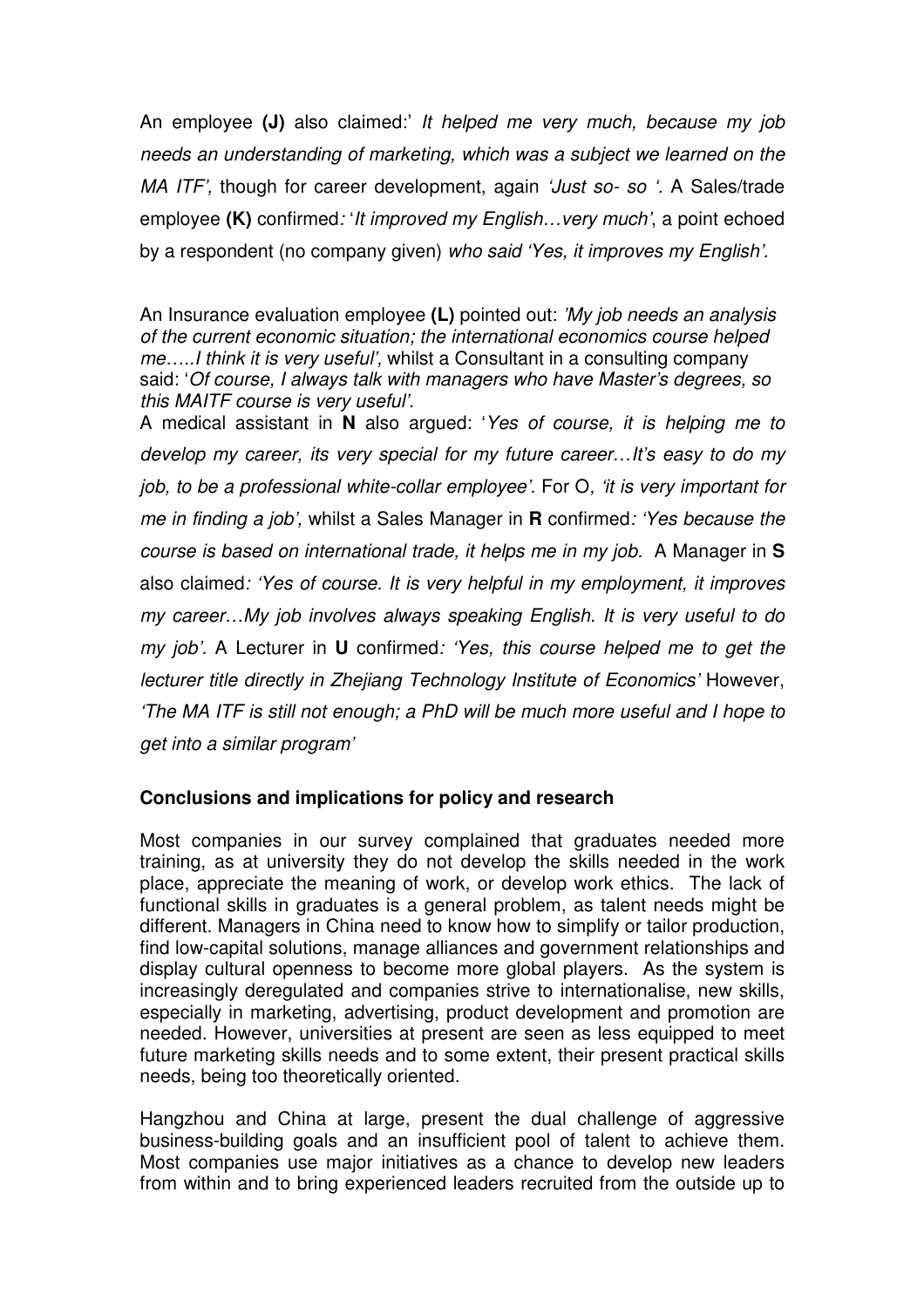An employee **(J)** also claimed:' *It helped me very much, because my job needs an understanding of marketing, which was a subject we learned on the MA ITF',* though for career development, again *'Just so- so '.* A Sales/trade employee **(K)** confirmed*:* '*It improved my English…very much'*, a point echoed by a respondent (no company given) *who said 'Yes, it improves my English'.*

An Insurance evaluation employee **(L)** pointed out: *'My job needs an analysis of the current economic situation; the international economics course helped me…..I think it is very useful',* whilst a Consultant in a consulting company said: '*Of course, I always talk with managers who have Master's degrees, so this MAITF course is very useful'.*
A medical assistant in **N** also argued: '*Yes of course, it is helping me to develop my career, its very special for my future career…It's easy to do my job, to be a professional white-collar employee'*. For O*, 'it is very important for me in finding a job',* whilst a Sales Manager in **R** confirmed*: 'Yes because the course is based on international trade, it helps me in my job*. A Manager in **S** also claimed*: 'Yes of course. It is very helpful in my employment, it improves my career…My job involves always speaking English. It is very useful to do my job'*. A Lecturer in **U** confirmed*: 'Yes, this course helped me to get the lecturer title directly in Zhejiang Technology Institute of Economics'* However, *'The MA ITF is still not enough; a PhD will be much more useful and I hope to get into a similar program'*

## Conclusions and implications for policy and research

Most companies in our survey complained that graduates needed more training, as at university they do not develop the skills needed in the work place, appreciate the meaning of work, or develop work ethics. The lack of functional skills in graduates is a general problem, as talent needs might be different. Managers in China need to know how to simplify or tailor production, find low-capital solutions, manage alliances and government relationships and display cultural openness to become more global players. As the system is increasingly deregulated and companies strive to internationalise, new skills, especially in marketing, advertising, product development and promotion are needed. However, universities at present are seen as less equipped to meet future marketing skills needs and to some extent, their present practical skills needs, being too theoretically oriented.

Hangzhou and China at large, present the dual challenge of aggressive business-building goals and an insufficient pool of talent to achieve them. Most companies use major initiatives as a chance to develop new leaders from within and to bring experienced leaders recruited from the outside up to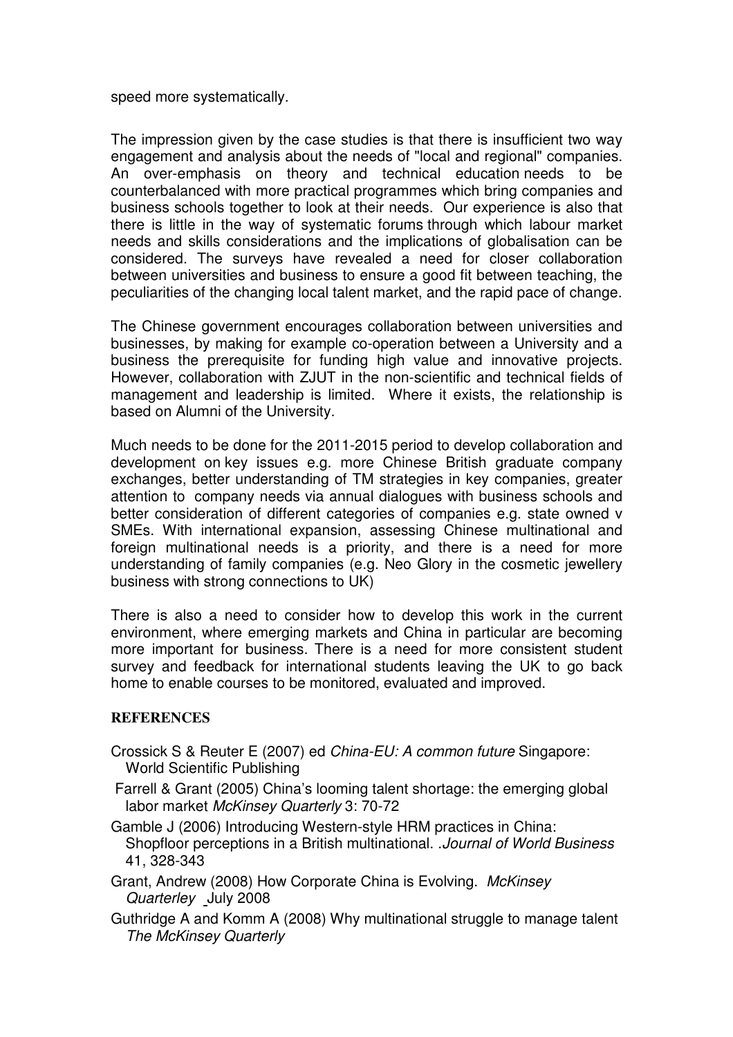speed more systematically.

The impression given by the case studies is that there is insufficient two way engagement and analysis about the needs of "local and regional" companies. An over-emphasis on theory and technical education needs to be counterbalanced with more practical programmes which bring companies and business schools together to look at their needs. Our experience is also that there is little in the way of systematic forums through which labour market needs and skills considerations and the implications of globalisation can be considered. The surveys have revealed a need for closer collaboration between universities and business to ensure a good fit between teaching, the peculiarities of the changing local talent market, and the rapid pace of change.

The Chinese government encourages collaboration between universities and businesses, by making for example co-operation between a University and a business the prerequisite for funding high value and innovative projects. However, collaboration with ZJUT in the non-scientific and technical fields of management and leadership is limited. Where it exists, the relationship is based on Alumni of the University.

Much needs to be done for the 2011-2015 period to develop collaboration and development on key issues e.g. more Chinese British graduate company exchanges, better understanding of TM strategies in key companies, greater attention to company needs via annual dialogues with business schools and better consideration of different categories of companies e.g. state owned v SMEs. With international expansion, assessing Chinese multinational and foreign multinational needs is a priority, and there is a need for more understanding of family companies (e.g. Neo Glory in the cosmetic jewellery business with strong connections to UK)

There is also a need to consider how to develop this work in the current environment, where emerging markets and China in particular are becoming more important for business. There is a need for more consistent student survey and feedback for international students leaving the UK to go back home to enable courses to be monitored, evaluated and improved.

## REFERENCES

Crossick S & Reuter E (2007) ed *China-EU: A common future* Singapore: World Scientific Publishing

Farrell & Grant (2005) China's looming talent shortage: the emerging global labor market *McKinsey Quarterly* 3: 70-72

Gamble J (2006) Introducing Western-style HRM practices in China: Shopfloor perceptions in a British multinational. .*Journal of World Business* 41, 328-343

Grant, Andrew (2008) How Corporate China is Evolving. *McKinsey Quarterley* July 2008

Guthridge A and Komm A (2008) Why multinational struggle to manage talent *The McKinsey Quarterly*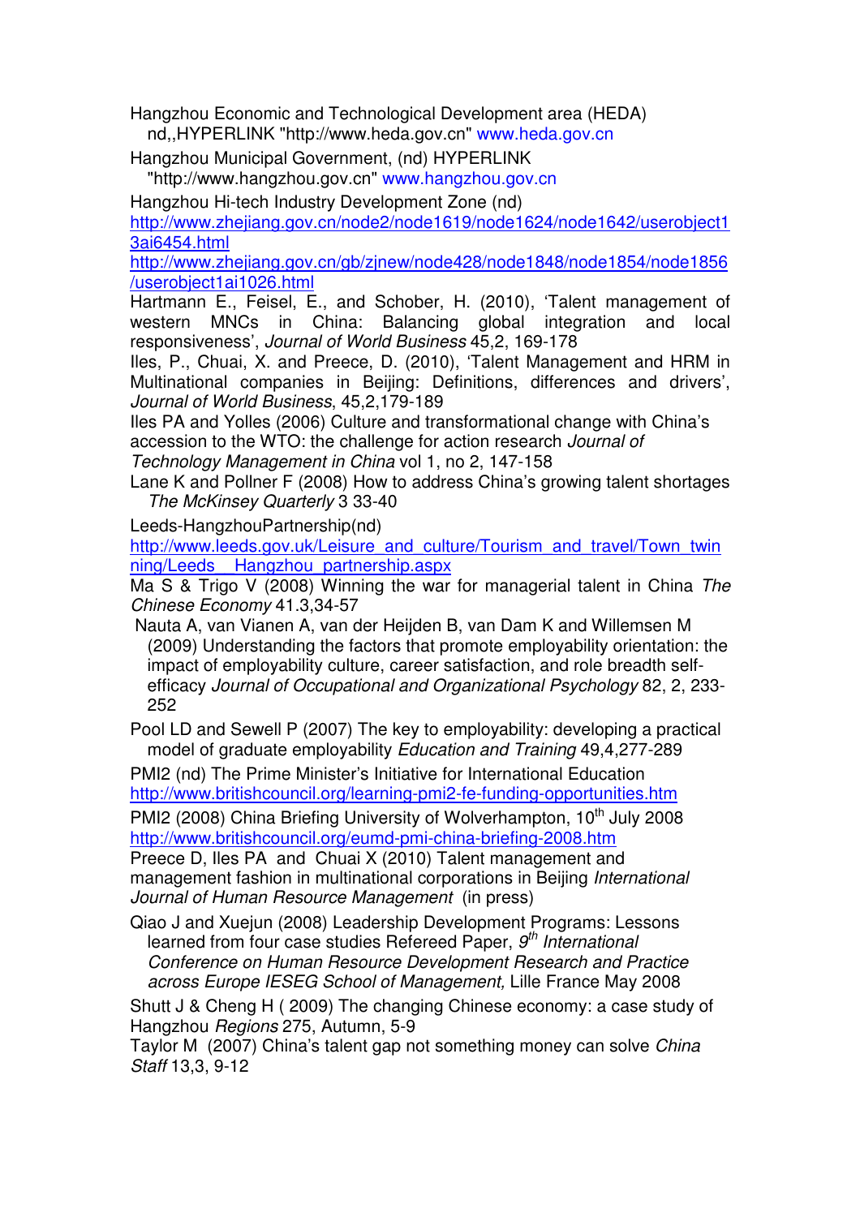Hangzhou Economic and Technological Development area (HEDA) nd,,HYPERLINK "http://www.heda.gov.cn" www.heda.gov.cn

Hangzhou Municipal Government, (nd) HYPERLINK "http://www.hangzhou.gov.cn" www.hangzhou.gov.cn

Hangzhou Hi-tech Industry Development Zone (nd) http://www.zhejiang.gov.cn/node2/node1619/node1624/node1642/userobject13ai6454.html http://www.zhejiang.gov.cn/gb/zjnew/node428/node1848/node1854/node1856/userobject1ai1026.html

Hartmann E., Feisel, E., and Schober, H. (2010), 'Talent management of western MNCs in China: Balancing global integration and local responsiveness', *Journal of World Business* 45,2, 169-178

Iles, P., Chuai, X. and Preece, D. (2010), 'Talent Management and HRM in Multinational companies in Beijing: Definitions, differences and drivers', *Journal of World Business*, 45,2,179-189

Iles PA and Yolles (2006) Culture and transformational change with China's accession to the WTO: the challenge for action research *Journal of Technology Management in China* vol 1, no 2, 147-158

Lane K and Pollner F (2008) How to address China's growing talent shortages *The McKinsey Quarterly* 3 33-40

Leeds-HangzhouPartnership(nd) http://www.leeds.gov.uk/Leisure_and_culture/Tourism_and_travel/Town_twinning/Leeds__Hangzhou_partnership.aspx

Ma S & Trigo V (2008) Winning the war for managerial talent in China *The Chinese Economy* 41.3,34-57

Nauta A, van Vianen A, van der Heijden B, van Dam K and Willemsen M (2009) Understanding the factors that promote employability orientation: the impact of employability culture, career satisfaction, and role breadth self-efficacy *Journal of Occupational and Organizational Psychology* 82, 2, 233-252

Pool LD and Sewell P (2007) The key to employability: developing a practical model of graduate employability *Education and Training* 49,4,277-289

PMI2 (nd) The Prime Minister's Initiative for International Education http://www.britishcouncil.org/learning-pmi2-fe-funding-opportunities.htm

PMI2 (2008) China Briefing University of Wolverhampton, 10th July 2008 http://www.britishcouncil.org/eumd-pmi-china-briefing-2008.htm

Preece D, Iles PA and Chuai X (2010) Talent management and management fashion in multinational corporations in Beijing *International Journal of Human Resource Management* (in press)

Qiao J and Xuejun (2008) Leadership Development Programs: Lessons learned from four case studies Refereed Paper, *9th International Conference on Human Resource Development Research and Practice across Europe IESEG School of Management,* Lille France May 2008

Shutt J & Cheng H ( 2009) The changing Chinese economy: a case study of Hangzhou *Regions* 275, Autumn, 5-9

Taylor M (2007) China's talent gap not something money can solve *China Staff* 13,3, 9-12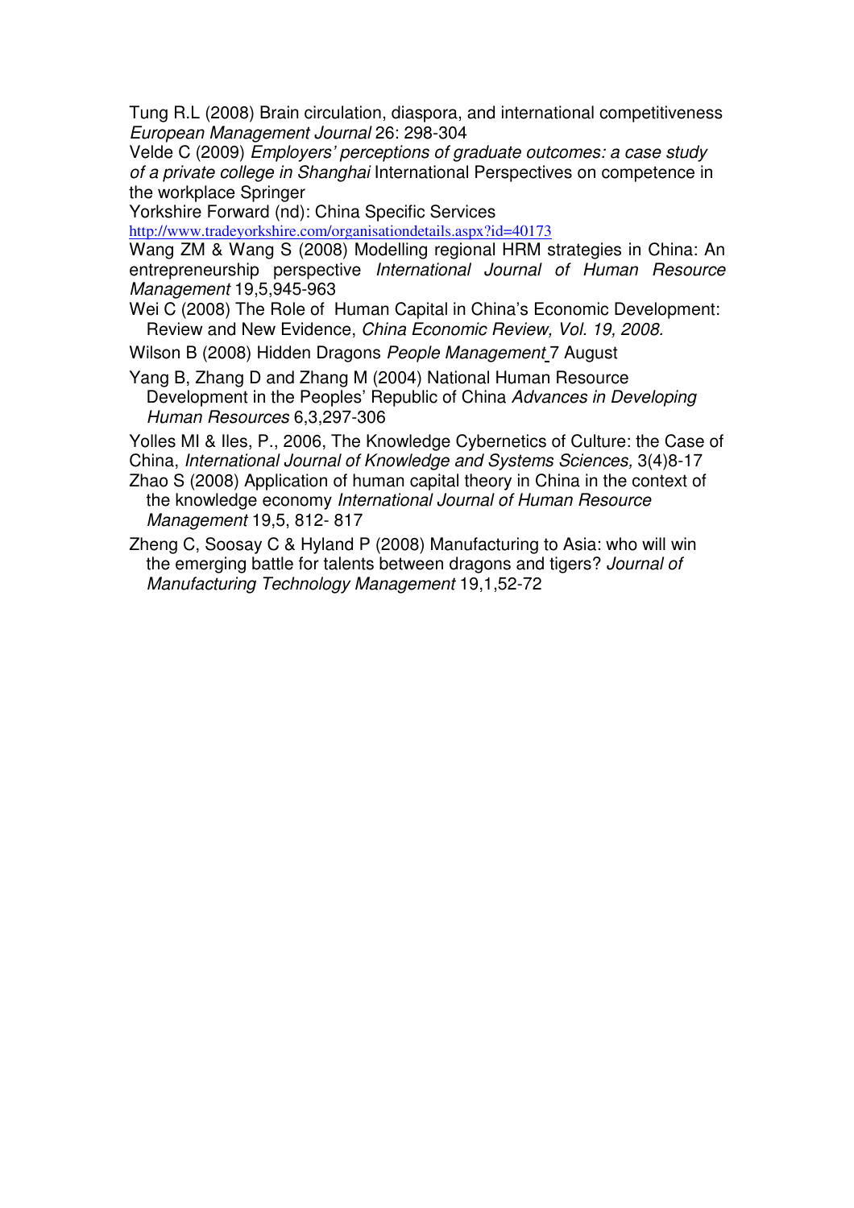Tung R.L (2008) Brain circulation, diaspora, and international competitiveness *European Management Journal* 26: 298-304

Velde C (2009) *Employers' perceptions of graduate outcomes: a case study of a private college in Shanghai* International Perspectives on competence in the workplace Springer

Yorkshire Forward (nd): China Specific Services http://www.tradeyorkshire.com/organisationdetails.aspx?id=40173

Wang ZM & Wang S (2008) Modelling regional HRM strategies in China: An entrepreneurship perspective *International Journal of Human Resource Management* 19,5,945-963

Wei C (2008) The Role of Human Capital in China's Economic Development: Review and New Evidence, *China Economic Review, Vol. 19, 2008.*

Wilson B (2008) Hidden Dragons *People Management* 7 August

Yang B, Zhang D and Zhang M (2004) National Human Resource Development in the Peoples' Republic of China *Advances in Developing Human Resources* 6,3,297-306

Yolles MI & Iles, P., 2006, The Knowledge Cybernetics of Culture: the Case of China, *International Journal of Knowledge and Systems Sciences,* 3(4)8-17

Zhao S (2008) Application of human capital theory in China in the context of the knowledge economy *International Journal of Human Resource Management* 19,5, 812- 817

Zheng C, Soosay C & Hyland P (2008) Manufacturing to Asia: who will win the emerging battle for talents between dragons and tigers? *Journal of Manufacturing Technology Management* 19,1,52-72